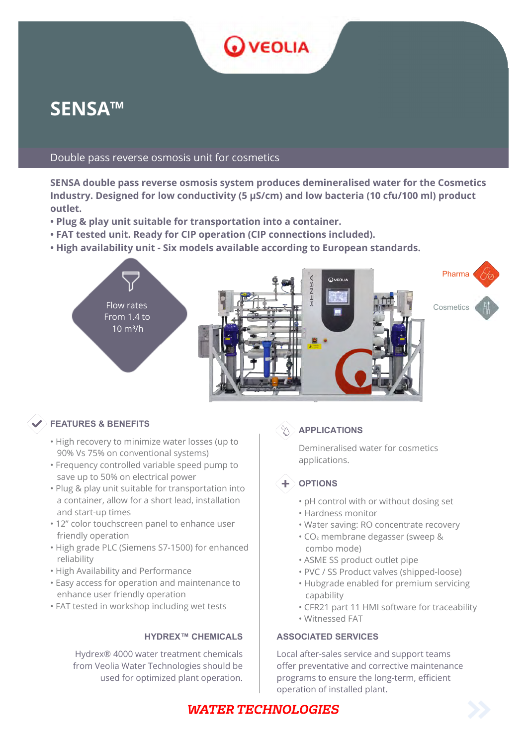# SENSA™

Double pass reverse osmosis unit for cosmetics

**SENSA double pass reverse osmosis system produces demineralised water for the Cosmetics Industry. Designed for low conductivity (5 µS/cm) and low bacteria (10 cfu/100 ml) product outlet.**

- **Plug & play unit suitable for transportation into a container.**
- **FAT tested unit. Ready for CIP operation (CIP connections included).**
- **High availability unit - Six models available according to European standards.**

Flow rates From 1.4 to 10 m³/h

Pharma

Cosmetics

## FEATURES & BENEFITS

- High recovery to minimize water losses (up to 90% Vs 75% on conventional systems)
- Frequency controlled variable speed pump to save up to 50% on electrical power
- Plug & play unit suitable for transportation into a container, allow for a short lead, installation and start-up times
- 12" color touchscreen panel to enhance user friendly operation
- High grade PLC (Siemens S7-1500) for enhanced reliability
- High Availability and Performance
- Easy access for operation and maintenance to enhance user friendly operation
- FAT tested in workshop including wet tests

## HYDREX™ CHEMICALS

Hydrex® 4000 water treatment chemicals from Veolia Water Technologies should be used for optimized plant operation.

## APPLICATIONS

Demineralised water for cosmetics applications.

## OPTIONS

- pH control with or without dosing set
- Hardness monitor
- Water saving: RO concentrate recovery
- $CO_2$ membrane degasser (sweep & combo mode)
- ASME SS product outlet pipe
- PVC / SS Product valves (shipped-loose)
- Hubgrade enabled for premium servicing capability
- CFR21 part 11 HMI software for traceability
- Witnessed FAT

## ASSOCIATED SERVICES

Local after-sales service and support teams offer preventative and corrective maintenance programs to ensure the long-term, efficient operation of installed plant.

***WATER TECHNOLOGIES***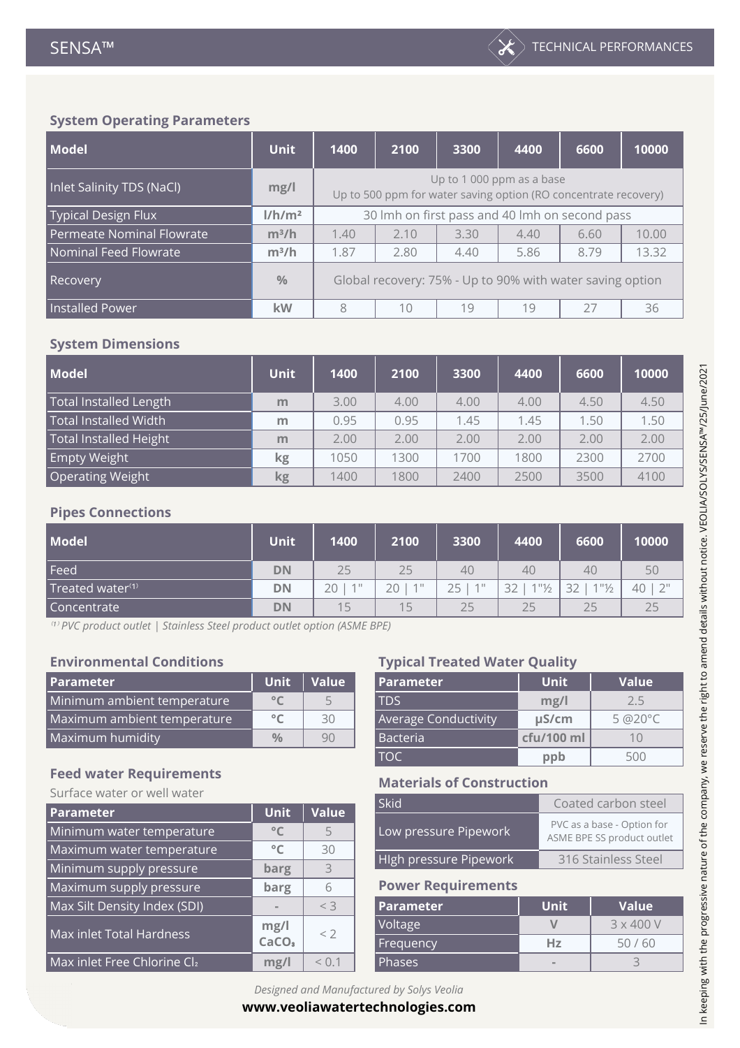## System Operating Parameters

| Model | Unit | 1400 | 2100 | 3300 | 4400 | 6600 | 10000 |
|---|---|---|---|---|---|---|---|
| Inlet Salinity TDS (NaCl) | mg/l | Up to 1 000 ppm as a base<br>Up to 500 ppm for water saving option (RO concentrate recovery) | | | | | |
| Typical Design Flux | l/h/m² | 30 lmh on first pass and 40 lmh on second pass | | | | | |
| Permeate Nominal Flowrate | m³/h | 1.40 | 2.10 | 3.30 | 4.40 | 6.60 | 10.00 |
| Nominal Feed Flowrate | m³/h | 1.87 | 2.80 | 4.40 | 5.86 | 8.79 | 13.32 |
| Recovery | % | Global recovery: 75% - Up to 90% with water saving option | | | | | |
| Installed Power | kW | 8 | 10 | 19 | 19 | 27 | 36 |

## System Dimensions

| Model | Unit | 1400 | 2100 | 3300 | 4400 | 6600 | 10000 |
|---|---|---|---|---|---|---|---|
| Total Installed Length | m | 3.00 | 4.00 | 4.00 | 4.00 | 4.50 | 4.50 |
| Total Installed Width | m | 0.95 | 0.95 | 1.45 | 1.45 | 1.50 | 1.50 |
| Total Installed Height | m | 2.00 | 2.00 | 2.00 | 2.00 | 2.00 | 2.00 |
| Empty Weight | kg | 1050 | 1300 | 1700 | 1800 | 2300 | 2700 |
| Operating Weight | kg | 1400 | 1800 | 2400 | 2500 | 3500 | 4100 |

## Pipes Connections

| Model | Unit | 1400 | 2100 | 3300 | 4400 | 6600 | 10000 |
|---|---|---|---|---|---|---|---|
| Feed | DN | 25 | 25 | 40 | 40 | 40 | 50 |
| Treated water[1] | DN | 20 \| 1" | 20 \| 1" | 25 \| 1" | 32 \| 1"½ | 32 \| 1"½ | 40 \| 2" |
| Concentrate | DN | 15 | 15 | 25 | 25 | 25 | 25 |

*[1] PVC product outlet | Stainless Steel product outlet option (ASME BPE)*

## Environmental Conditions

| Parameter | Unit | Value |
|---|---|---|
| Minimum ambient temperature | °C | 5 |
| Maximum ambient temperature | °C | 30 |
| Maximum humidity | % | 90 |

## Feed water Requirements

Surface water or well water

| Parameter | Unit | Value |
|---|---|---|
| Minimum water temperature | °C | 5 |
| Maximum water temperature | °C | 30 |
| Minimum supply pressure | barg | 3 |
| Maximum supply pressure | barg | 6 |
| Max Silt Density Index (SDI) | - | < 3 |
| Max inlet Total Hardness | mg/l $CaCO_3$ | < 2 |
| Max inlet Free Chlorine $Cl_2$ | mg/l | < 0.1 |

## Typical Treated Water Quality

| Parameter | Unit | Value |
|---|---|---|
| TDS | mg/l | 2.5 |
| Average Conductivity | µS/cm | 5 @20°C |
| Bacteria | cfu/100 ml | 10 |
| TOC | ppb | 500 |

## Materials of Construction

| | |
|---|---|
| Skid | Coated carbon steel |
| Low pressure Pipework | PVC as a base - Option for ASME BPE SS product outlet |
| HIgh pressure Pipework | 316 Stainless Steel |

## Power Requirements

| Parameter | Unit | Value |
|---|---|---|
| Voltage | V | 3 x 400 V |
| Frequency | Hz | 50 / 60 |
| Phases | - | 3 |

*Designed and Manufactured by Solys Veolia*

**www.veoliawatertechnologies.com**

In keeping with the progressive nature of the company, we reserve the right to amend details without notice. VEOLIA/SOLYS/SENSA™/25/June/2021